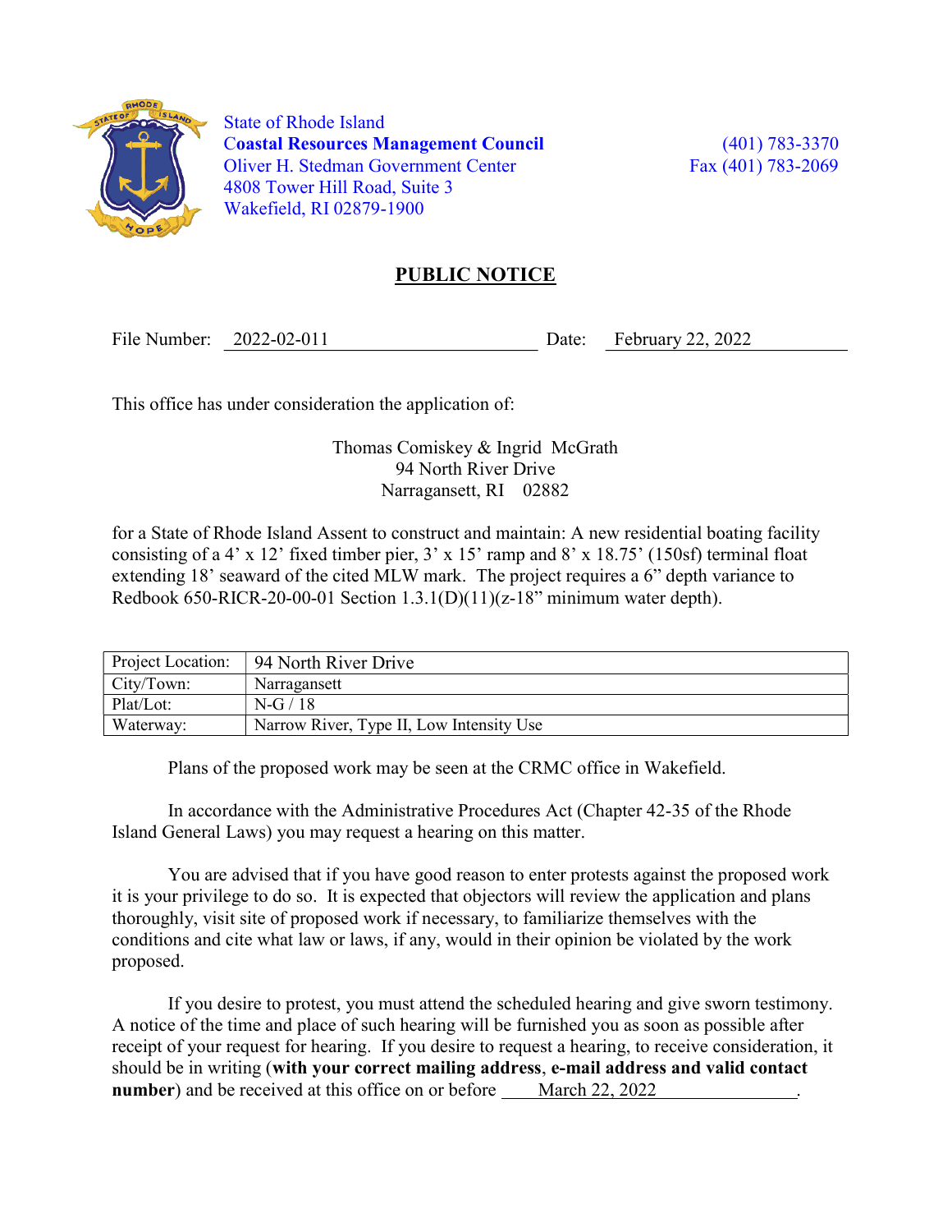State of Rhode Island
**Coastal Resources Management Council**
Oliver H. Stedman Government Center
4808 Tower Hill Road, Suite 3
Wakefield, RI 02879-1900

(401) 783-3370
Fax (401) 783-2069

# PUBLIC NOTICE

File Number: 2022-02-011 Date: February 22, 2022

This office has under consideration the application of:

Thomas Comiskey & Ingrid McGrath
94 North River Drive
Narragansett, RI 02882

for a State of Rhode Island Assent to construct and maintain: A new residential boating facility consisting of a 4' x 12' fixed timber pier, 3' x 15' ramp and 8' x 18.75' (150sf) terminal float extending 18' seaward of the cited MLW mark. The project requires a 6" depth variance to Redbook 650-RICR-20-00-01 Section 1.3.1(D)(11)(z-18" minimum water depth).

| Project Location: | 94 North River Drive |
|---|---|
| City/Town: | Narragansett |
| Plat/Lot: | N-G / 18 |
| Waterway: | Narrow River, Type II, Low Intensity Use |

Plans of the proposed work may be seen at the CRMC office in Wakefield.

In accordance with the Administrative Procedures Act (Chapter 42-35 of the Rhode Island General Laws) you may request a hearing on this matter.

You are advised that if you have good reason to enter protests against the proposed work it is your privilege to do so. It is expected that objectors will review the application and plans thoroughly, visit site of proposed work if necessary, to familiarize themselves with the conditions and cite what law or laws, if any, would in their opinion be violated by the work proposed.

If you desire to protest, you must attend the scheduled hearing and give sworn testimony. A notice of the time and place of such hearing will be furnished you as soon as possible after receipt of your request for hearing. If you desire to request a hearing, to receive consideration, it should be in writing (**with your correct mailing address**, **e-mail address and valid contact number**) and be received at this office on or before March 22, 2022.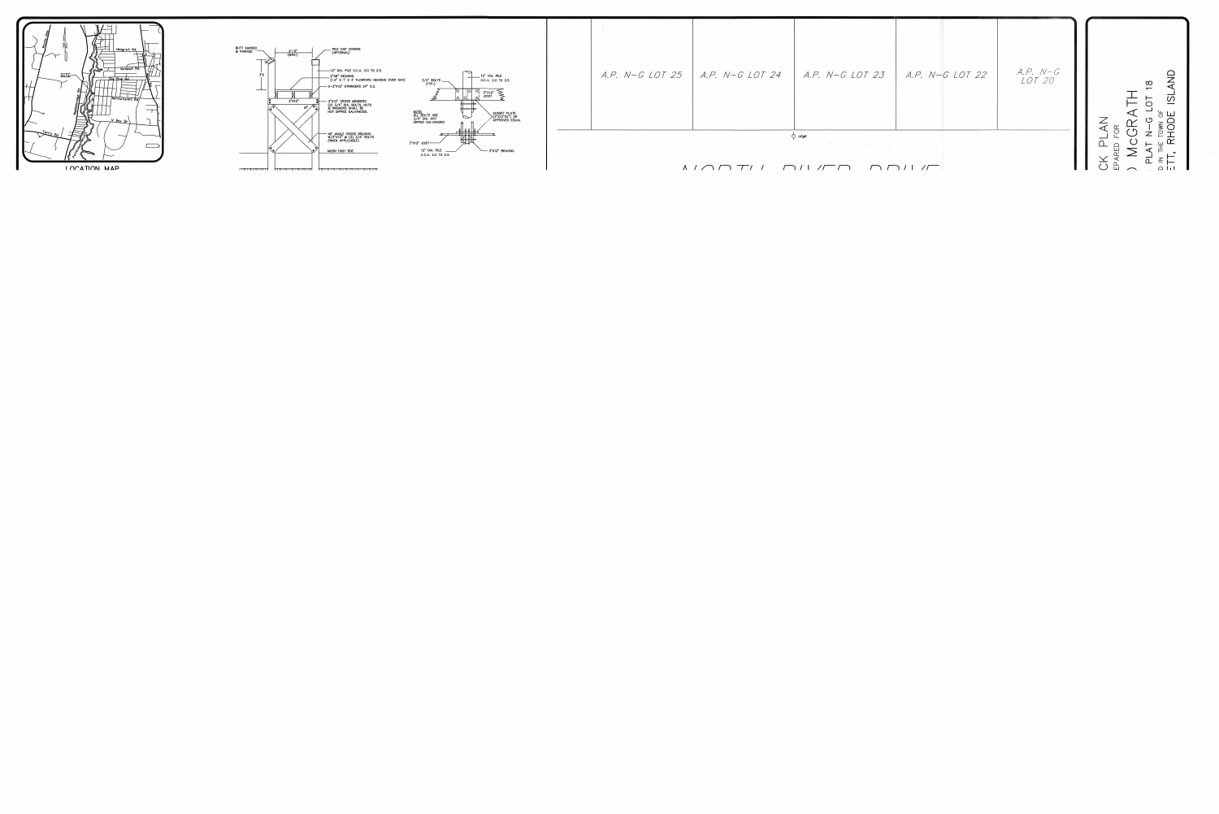LOCATION MAP

SITE

BUTT SAWED & PAINTED

4'-0" (MAX.)

PILE CAP COVERS (OPTIONAL)

12" DIA. PILE C.C.A. 2.0 TO 2.5

2"x8" DECKING (1.2" X 1" X 4' FLOWTHRU DECKING OVER SAV)

3-3"X12" STRINGERS 24" O.C.

3'±

2"X12"

3"X12" CROSS MEMBERS (2) 3/4" DIA. BOLTS, NUTS & WASHERS SHALL BE HOT DIPPED GALVANIZED.

45° ANGLE CROSS BRACING W/3"X12" @ (2) 3/4" BOLTS (WHEN APPLICABLE)

MEAN HIGH TIDE

3/4" BOLTS (TYP.)

12" DIA. PILE C.C.A. 2.0 TO 2.5

3"X12" JOIST

NOTE: ALL BOLTS ARE 3/4" DIA. HOT DIPPED GALVANIZED

GUSSET PLATE (3"X12"X12") OR APPROVED EQUAL

3"X12" JOIST

12" DIA. PILE C.C.A. 2.0 TO 2.5

3"X12" BRACING

A.P. N-G LOT 25

A.P. N-G LOT 24

A.P. N-G LOT 23

A.P. N-G LOT 22

A.P. N-G LOT 20

NORTH RIVER DRIVE

CK PLAN

EPARED FOR

McGRATH

PLAT N-G LOT 18

D IN THE TOWN OF

ETT, RHODE ISLAND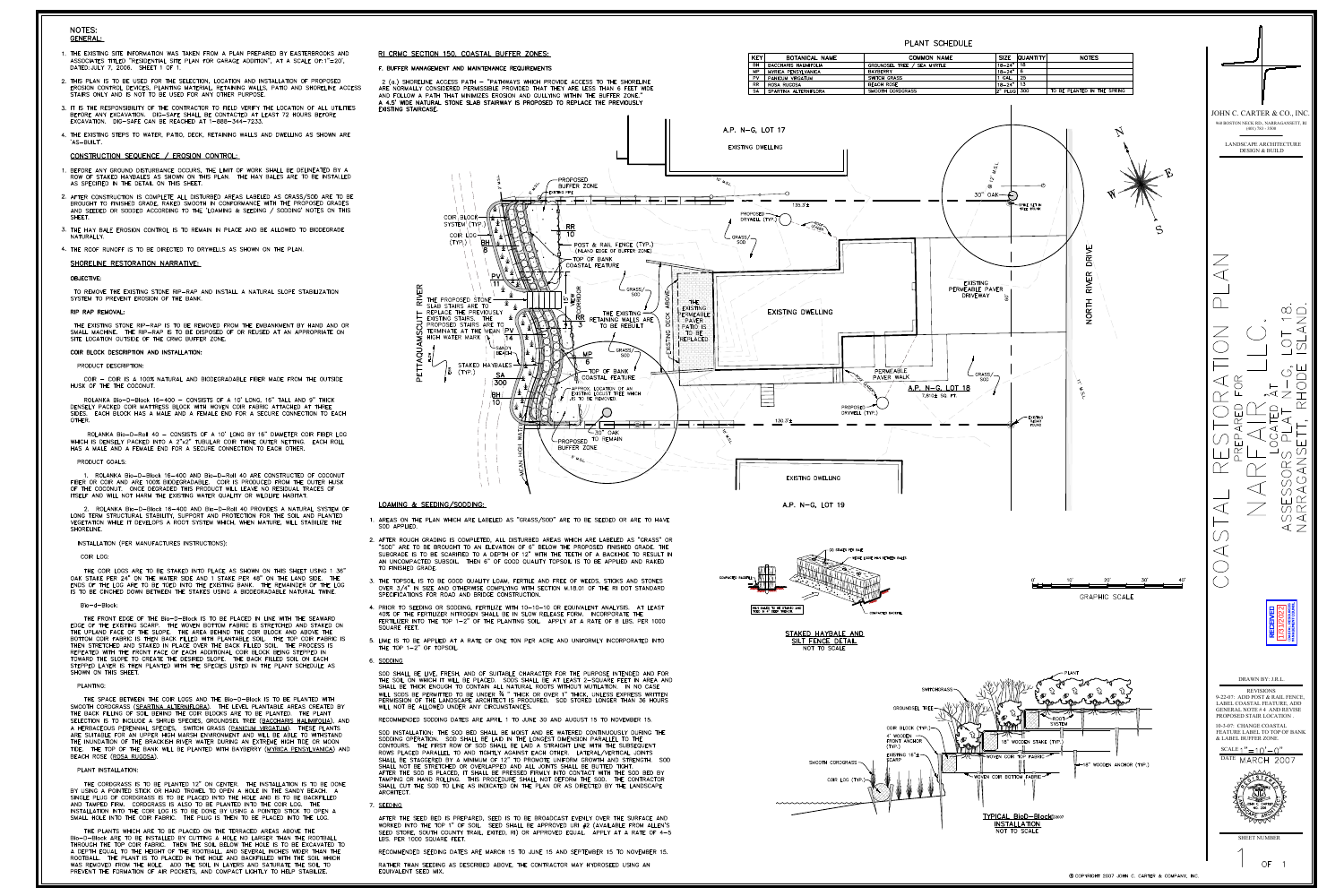# NOTES:

## GENERAL:

1. THE EXISTING SITE INFORMATION WAS TAKEN FROM A PLAN PREPARED BY EASTERBROOKS AND ASSOCIATES TITLED "RESIDENTIAL SITE PLAN FOR GARAGE ADDITION", AT A SCALE OF:1"=20', DATED:JULY 7, 2006. SHEET 1 OF 1.
2. THIS PLAN IS TO BE USED FOR THE SELECTION, LOCATION AND INSTALLATION OF PROPOSED EROSION CONTROL DEVICES, PLANTING MATERIAL, RETAINING WALLS, PATIO AND SHORELINE ACCESS STAIRS ONLY AND IS NOT TO BE USED FOR ANY OTHER PURPOSE.
3. IT IS THE RESPONSIBILITY OF THE CONTRACTOR TO FIELD VERIFY THE LOCATION OF ALL UTILITIES BEFORE ANY EXCAVATION. DIG-SAFE SHALL BE CONTACTED AT LEAST 72 HOURS BEFORE EXCAVATION. DIG-SAFE CAN BE REACHED AT 1-888-344-7233.
4. THE EXISTING STEPS TO WATER, PATIO, DECK, RETAINING WALLS AND DWELLING AS SHOWN ARE "AS-BUILT".

## CONSTRUCTION SEQUENCE / EROSION CONTROL:

1. BEFORE ANY GROUND DISTURBANCE OCCURS, THE LIMIT OF WORK SHALL BE DELINEATED BY A ROW OF STAKED HAYBALES AS SHOWN ON THIS PLAN. THE HAY BALES ARE TO BE INSTALLED AS SPECIFIED IN THE DETAIL ON THIS SHEET.
2. AFTER CONSTRUCTION IS COMPLETE ALL DISTURBED AREAS LABELED AS GRASS/SOD ARE TO BE BROUGHT TO FINISHED GRADE, RAKED SMOOTH IN CONFORMANCE WITH THE PROPOSED GRADES AND SEEDED OR SODDED ACCORDING TO THE "LOAMING & SEEDING / SODDING" NOTES ON THIS SHEET.
3. THE HAY BALE EROSION CONTROL IS TO REMAIN IN PLACE AND BE ALLOWED TO BIODEGRADE NATURALLY.
4. THE ROOF RUNOFF IS TO BE DIRECTED TO DRYWELLS AS SHOWN ON THE PLAN.

## SHORELINE RESTORATION NARRATIVE:

### OBJECTIVE:

TO REMOVE THE EXISTING STONE RIP-RAP AND INSTALL A NATURAL SLOPE STABILIZATION SYSTEM TO PREVENT EROSION OF THE BANK.

### RIP RAP REMOVAL:

THE EXISTING STONE RIP-RAP IS TO BE REMOVED FROM THE EMBANKMENT BY HAND AND OR SMALL MACHINE. THE RIP-RAP IS TO BE DISPOSED OF OR REUSED AT AN APPROPRIATE ON SITE LOCATION OUTSIDE OF THE CRMC BUFFER ZONE.

### COIR BLOCK DESCRIPTION AND INSTALLATION:

PRODUCT DESCRIPTION:

COIR – COIR IS A 100% NATURAL AND BIODEGRADABLE FIBER MADE FROM THE OUTSIDE HUSK OF THE THE COCONUT.

ROLANKA Bio-D-Block 16-400 – CONSISTS OF A 10' LONG, 16" TALL AND 9" THICK DENSELY PACKED COIR MATTRESS BLOCK WITH WOVEN COIR FABRIC ATTACHED AT THREE SIDES. EACH BLOCK HAS A MALE AND A FEMALE END FOR A SECURE CONNECTION TO EACH OTHER.

ROLANKA Bio-D-Roll 40 – CONSISTS OF A 10' LONG BY 16" DIAMETER COIR FIBER LOG WHICH IS DENSELY PACKED INTO A 2"x2" TUBULAR COIR TWINE OUTER NETTING. EACH ROLL HAS A MALE AND A FEMALE END FOR A SECURE CONNECTION TO EACH OTHER.

PRODUCT GOALS:

1. ROLANKA Bio-D-Block 16-400 AND Bio-D-Roll 40 ARE CONSTRUCTED OF COCONUT FIBER OR COIR AND ARE 100% BIODEGRADABLE. COIR IS PRODUCED FROM THE OUTER HUSK OF THE COCONUT. ONCE DEGRADED THIS PRODUCT WILL LEAVE NO RESIDUAL TRACES OF ITSELF AND WILL NOT HARM THE EXISTING WATER QUALITY OR WILDLIFE HABITAT.

2. ROLANKA Bio-D-Block 16-400 AND Bio-D-Roll 40 PROVIDES A NATURAL SYSTEM OF LONG TERM STRUCTURAL STABILITY, SUPPORT AND PROTECTION FOR THE SOIL AND PLANTED VEGETATION WHILE IT DEVELOPS A ROOT SYSTEM WHICH, WHEN MATURE, WILL STABILIZE THE SHORELINE.

INSTALLATION (PER MANUFACTURES INSTRUCTIONS):

COIR LOG:

THE COIR LOGS ARE TO BE STAKED INTO PLACE AS SHOWN ON THIS SHEET USING 1 36" OAK STAKE PER 24" ON THE WATER SIDE AND 1 STAKE PER 48" ON THE LAND SIDE. THE ENDS OF THE LOG ARE TO BE TIED INTO THE EXISTING BANK. THE REMAINDER OF THE LOG IS TO BE CINCHED DOWN BETWEEN THE STAKES USING A BIODEGRADABLE NATURAL TWINE.

Bio-d-Block:

THE FRONT EDGE OF THE Bio-D-Block IS TO BE PLACED IN LINE WITH THE SEAWARD EDGE OF THE EXISTING SCARP. THE WOVEN BOTTOM FABRIC IS STRETCHED AND STAKED ON THE UPLAND FACE OF THE SLOPE. THE AREA BEHIND THE COIR BLOCK AND ABOVE THE BOTTOM COIR FABRIC IS THEN BACK FILLED WITH PLANTABLE SOIL. THE TOP COIR FABRIC IS THEN STRETCHED AND STAKED IN PLACE OVER THE BACK FILLED SOIL. THE PROCESS IS REPEATED WITH THE FRONT FACE OF EACH ADDITIONAL COIR BLOCK BEING STEPPED IN TOWARD THE SLOPE TO CREATE THE DESIRED SLOPE. THE BACK FILLED SOIL ON EACH STEPPED LAYER IS THEN PLANTED WITH THE SPECIES LISTED IN THE PLANT SCHEDULE AS SHOWN ON THIS SHEET.

PLANTING:

THE SPACE BETWEEN THE COIR LOGS AND THE Bio-D-Block IS TO BE PLANTED WITH SMOOTH CORDGRASS (SPARTINA ALTERNIFLORA). THE LEVEL PLANTABLE AREAS CREATED BY THE BACK FILLING OF SOIL BEHIND THE COIR BLOCKS ARE TO BE PLANTED. THE PLANT SELECTION IS TO INCLUDE A SHRUB SPECIES, GROUNDSEL TREE (BACCHARIS HALIMIFOLIA), AND A HERBACEOUS PERENNIAL SPECIES, SWITCH GRASS (PANICUM VIRGATUM). THESE PLANTS ARE SUITABLE FOR AN UPPER HIGH MARSH ENVIRONMENT AND WILL BE ABLE TO WITHSTAND THE INUNDATION OF THE BRACKISH RIVER WATER DURING AN EXTREME HIGH TIDE OR MOON TIDE. THE TOP OF THE BANK WILL BE PLANTED WITH BAYBERRY (MYRICA PENSYLVANICA) AND BEACH ROSE (ROSA RUGOSA).

PLANT INSTALLATION:

THE CORDGRASS IS TO BE PLANTED 12" ON CENTER. THE INSTALLATION IS TO BE DONE BY USING A POINTED STICK OR HAND TROWEL TO OPEN A HOLE IN THE SANDY BEACH. A SINGLE PLUG OF CORDGRASS IS TO BE PLACED INTO THE HOLE AND IS TO BE BACKFILLED AND TAMPED FIRM. CORDGRASS IS ALSO TO BE PLANTED INTO THE COIR LOG. THE INSTALLATION INTO THE COIR LOG IS TO BE DONE BY USING A POINTED STICK TO OPEN A SMALL HOLE INTO THE COIR FABRIC. THE PLUG IS THEN TO BE PLACED INTO THE LOG.

THE PLANTS WHICH ARE TO BE PLACED ON THE TERRACED AREAS ABOVE THE Bio-D-Block ARE TO BE INSTALLED BY CUTTING A HOLE NO LARGER THAN THE ROOTBALL THROUGH THE TOP COIR FABRIC. THEN THE SOIL BELOW THE HOLE IS TO BE EXCAVATED TO A DEPTH EQUAL TO THE HEIGHT OF THE ROOTBALL AND SEVERAL INCHES WIDER THAN THE ROOTBALL. THE PLANT IS TO BE PLACED IN THE HOLE AND BACKFILLED WITH THE SOIL WHICH WAS REMOVED FROM THE HOLE. ADD THE SOIL IN LAYERS AND SATURATE THE SOIL TO PREVENT THE FORMATION OF AIR POCKETS, AND COMPACT LIGHTLY TO HELP STABILIZE.

## RI CRMC SECTION 150. COASTAL BUFFER ZONES:

F. BUFFER MANAGEMENT AND MAINTENANCE REQUIREMENTS

2 (a.) SHORELINE ACCESS PATH – "PATHWAYS WHICH PROVIDE ACCESS TO THE SHORELINE ARE NORMALLY CONSIDERED PERMISSIBLE PROVIDED THAT THEY ARE LESS THAN 6 FEET WIDE AND FOLLOW A PATH THAT MINIMIZES EROSION AND GULLYING WITHIN THE BUFFER ZONE." A 4.5' WIDE NATURAL STONE SLAB STAIRWAY IS PROPOSED TO REPLACE THE PREVIOUSLY EXISTING STAIRCASE.

## PLANT SCHEDULE

| KEY | BOTANICAL NAME | COMMON NAME | SIZE | QUANTITY | NOTES |
|---|---|---|---|---|---|
| BH | BACCHARIS HALIMIFOLIA | GROUNDSEL TREE / SEA MYRTLE | 18-24" | 18 | |
| MP | MYRICA PENSYLVANICA | BAYBERRY | 18-24" | 6 | |
| PV | PANICUM VIRGATUM | SWITCH GRASS | 1 GAL. | 25 | |
| RR | ROSA RUGOSA | BEACH ROSE | 18-24" | 13 | |
| SA | SPARTINA ALTERNIFLORA | SMOOTH CORDGRASS | 2" PLUG | 300 | TO BE PLANTED IN THE SPRING |

A.P. N-G, LOT 17

EXISTING DWELLING

PETTAQUAMSCUTT RIVER

PROPOSED BUFFER ZONE

COIR BLOCK SYSTEM (TYP.)

COIR LOG (TYP.)

POST & RAIL FENCE (TYP.) (INLAND EDGE OF BUFFER ZONE)

TOP OF BANK COASTAL FEATURE

THE PROPOSED STONE SLAB STAIRS ARE TO REPLACE THE PREVIOUSLY EXISTING STAIRS. THE PROPOSED STAIRS ARE TO TERMINATE AT THE MEAN HIGH WATER MARK

THE EXISTING RETAINING WALLS ARE TO BE REBUILT

THE EXISTING PERMEABLE PAVER PATIO IS TO BE REPLACED

EXISTING DECK ABOVE

SANDY BEACH

STAKED HAYBALES (TYP.)

APPROX. LOCATION OF AN EXISTING LOCUST TREE WHICH IS TO BE REMOVED

30" OAK TO REMAIN

MEAN HIGH WATER

PROPOSED DRYWELL (TYP.)

GRASS/SOD

30" OAK

EXISTING DWELLING

EXISTING PERMEABLE PAVER DRIVEWAY

PERMEABLE PAVER WALK

A.P. N-G, LOT 18
7,812± SQ. FT.

PROPOSED DRYWELL

NORTH RIVER DRIVE

EXISTING DWELLING

A.P. N-G, LOT 19

GRAPHIC SCALE

0' 10' 20' 30' 40'

## LOAMING & SEEDING/SODDING:

1. AREAS ON THE PLAN WHICH ARE LABELED AS "GRASS/SOD" ARE TO BE SEEDED OR ARE TO HAVE SOD APPLIED.
2. AFTER ROUGH GRADING IS COMPLETED, ALL DISTURBED AREAS WHICH ARE LABELED AS "GRASS" OR "SOD" ARE TO BE BROUGHT TO AN ELEVATION OF 6" BELOW THE PROPOSED FINISHED GRADE. THE SUBGRADE IS TO BE SCARIFIED TO A DEPTH OF 12" WITH THE TEETH OF A BACKHOE TO RESULT IN AN UNCOMPACTED SUBSOIL. THEN 6" OF GOOD QUALITY TOPSOIL IS TO BE APPLIED AND RAKED TO FINISHED GRADE.
3. THE TOPSOIL IS TO BE GOOD QUALITY LOAM, FERTILE AND FREE OF WEEDS, STICKS AND STONES OVER 3/4" IN SIZE AND OTHERWISE COMPLYING WITH SECTION M.18.01 OF THE RI DOT STANDARD SPECIFICATIONS FOR ROAD AND BRIDGE CONSTRUCTION.
4. PRIOR TO SEEDING OR SODDING, FERTILIZE WITH 10-10-10 OR EQUIVALENT ANALYSIS. AT LEAST 40% OF THE FERTILIZER NITROGEN SHALL BE IN SLOW RELEASE FORM. INCORPORATE THE FERTILIZER INTO THE TOP 1-2" OF THE PLANTING SOIL. APPLY AT A RATE OF 8 LBS. PER 1000 SQUARE FEET.
5. LIME IS TO BE APPLIED AT A RATE OF ONE TON PER ACRE AND UNIFORMLY INCORPORATED INTO THE TOP 1-2" OF TOPSOIL
6. SODDING

SOD SHALL BE LIVE, FRESH, AND OF SUITABLE CHARACTER FOR THE PURPOSE INTENDED AND FOR THE SOIL ON WHICH IT WILL BE PLACED. SODS SHALL BE AT LEAST 2-SQUARE FEET IN AREA AND SHALL BE THICK ENOUGH TO CONTAIN ALL NATURAL ROOTS WITHOUT MUTILATION. IN NO CASE WILL SODS BE PERMITTED TO BE UNDER ¾" THICK OR OVER 1" THICK, UNLESS EXPRESS WRITTEN PERMISSION OF THE LANDSCAPE ARCHITECT IS PROCURED. SOD STORED LONGER THAN 36 HOURS WILL NOT BE ALLOWED UNDER ANY CIRCUMSTANCES.

RECOMMENDED SODDING DATES ARE APRIL 1 TO JUNE 30 AND AUGUST 15 TO NOVEMBER 15.

SOD INSTALLATION: THE SOD BED SHALL BE MOIST AND BE WATERED CONTINUOUSLY DURING THE SODDING OPERATION. SOD SHALL BE LAID IN THE LONGEST DIMENSION PARALLEL TO THE CONTOURS. THE FIRST ROW OF SOD SHALL BE LAID A STRAIGHT LINE WITH THE SUBSEQUENT ROWS PLACED PARALLEL TO AND TIGHTLY AGAINST EACH OTHER. LATERAL/VERTICAL JOINTS SHALL BE STAGGERED BY A MINIMUM OF 12" TO PROMOTE UNIFORM GROWTH AND STRENGTH. SOD SHALL NOT BE STRETCHED OR OVERLAPPED AND ALL JOINTS SHALL BE BUTTED TIGHT. AFTER THE SOD IS PLACED, IT SHALL BE PRESSED FIRMLY INTO CONTACT WITH THE SOD BED BY TAMPING OR HAND ROLLING. THIS PROCEDURE SHALL NOT DEFORM THE SOD. THE CONTRACTOR SHALL CUT THE SOD TO LINE AS INDICATED ON THE PLAN OR AS DIRECTED BY THE LANDSCAPE ARCHITECT.

7. SEEDING

AFTER THE SEED BED IS PREPARED, SEED IS TO BE BROADCAST EVENLY OVER THE SURFACE AND WORKED INTO THE TOP 1" OF SOIL. SEED SHALL BE APPROVED URI #2 (AVAILABLE FROM ALLEN'S SEED STORE, SOUTH COUNTY TRAIL, EXETER, RI) OR APPROVED EQUAL. APPLY AT A RATE OF 4-5 LBS. PER 1000 SQUARE FEET.

RECOMMENDED SEEDING DATES ARE MARCH 15 TO JUNE 15 AND SEPTEMBER 15 TO NOVEMBER 15.

RATHER THAN SEEDING AS DESCRIBED ABOVE, THE CONTRACTOR MAY HYDROSEED USING AN EQUIVALENT SEED MIX.

STAKED HAYBALE AND SILT FENCE DETAIL
NOT TO SCALE

TYPICAL Bio-D-Block INSTALLATION
NOT TO SCALE

PLANT

SWITCHGRASS

GROUNDSEL TREE

ROOT SYSTEM

COIR BLOCK (TYP.)

4" WOODEN FRONT ANCHOR (TYP.)

18" WOODEN STAKE (TYP.)

EXISTING 16" SCARP

WOVEN COIR TOP FABRIC

18" WOODEN ANCHOR (TYP.)

SMOOTH CORDGRASS

COIR LOG (TYP.)

WOVEN COIR BOTTOM FABRIC

JOHN C. CARTER & CO., INC.
968 BOSTON NECK RD., NARRAGANSETT, RI
(401) 783-3508

LANDSCAPE ARCHITECTURE
DESIGN & BUILD

# COASTAL RESTORATION PLAN
PREPARED FOR
# NARFAIR, LLC.
LOCATED AT
ASSESSORS PLAT N-G, LOT 18,
NARRAGANSETT, RHODE ISLAND.

DRAWN BY: J.R.L.

REVISIONS
9-22-07: ADD POST & RAIL FENCE, LABEL COASTAL FEATURE, ADD GENERAL NOTE # 4 AND REVISE PROPOSED STAIR LOCATION.

10-3-07: CHANGE COASTAL FEATURE LABEL TO TOP OF BANK & LABEL BUFFER ZONE.

SCALE: 1"=10'-0"

DATE: MARCH 2007

SHEET NUMBER
1 OF 1

© COPYRIGHT 2007 JOHN C. CARTER & COMPANY, INC.